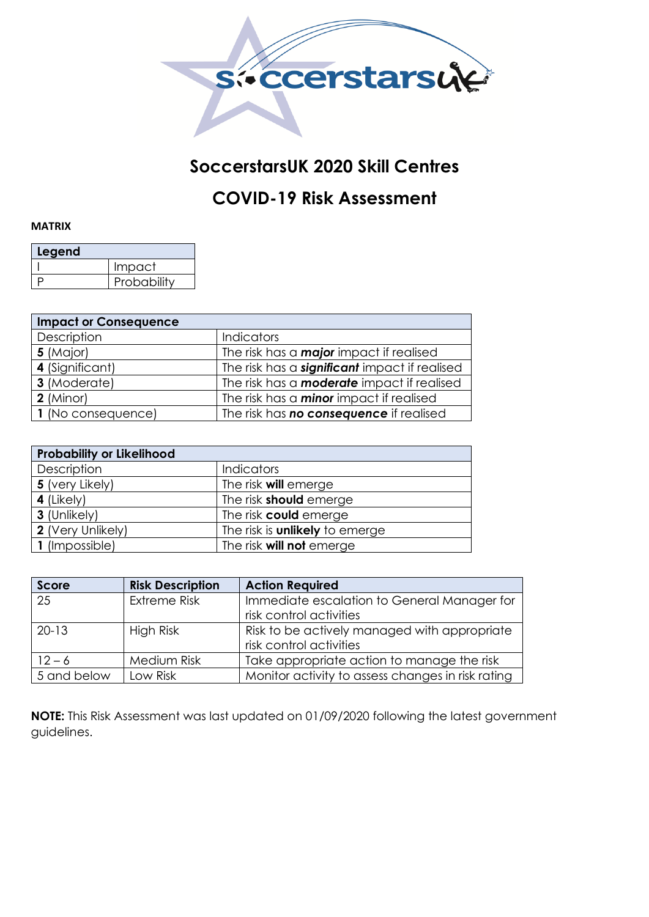# SoccerstarsUK 2020 Skill Centres

# COVID-19 Risk Assessment

**MATRIX**

| Legend | |
|---|---|
| I | Impact |
| P | Probability |

| Impact or Consequence | |
|---|---|
| Description | Indicators |
| **5** (Major) | The risk has a ***major*** impact if realised |
| **4** (Significant) | The risk has a ***significant*** impact if realised |
| **3** (Moderate) | The risk has a ***moderate*** impact if realised |
| **2** (Minor) | The risk has a ***minor*** impact if realised |
| **1** (No consequence) | The risk has ***no consequence*** if realised |

| Probability or Likelihood | |
|---|---|
| Description | Indicators |
| **5** (very Likely) | The risk **will** emerge |
| **4** (Likely) | The risk **should** emerge |
| **3** (Unlikely) | The risk **could** emerge |
| **2** (Very Unlikely) | The risk is **unlikely** to emerge |
| **1** (Impossible) | The risk **will not** emerge |

| Score | Risk Description | Action Required |
|---|---|---|
| 25 | Extreme Risk | Immediate escalation to General Manager for risk control activities |
| 20-13 | High Risk | Risk to be actively managed with appropriate risk control activities |
| 12 – 6 | Medium Risk | Take appropriate action to manage the risk |
| 5 and below | Low Risk | Monitor activity to assess changes in risk rating |

**NOTE:** This Risk Assessment was last updated on 01/09/2020 following the latest government guidelines.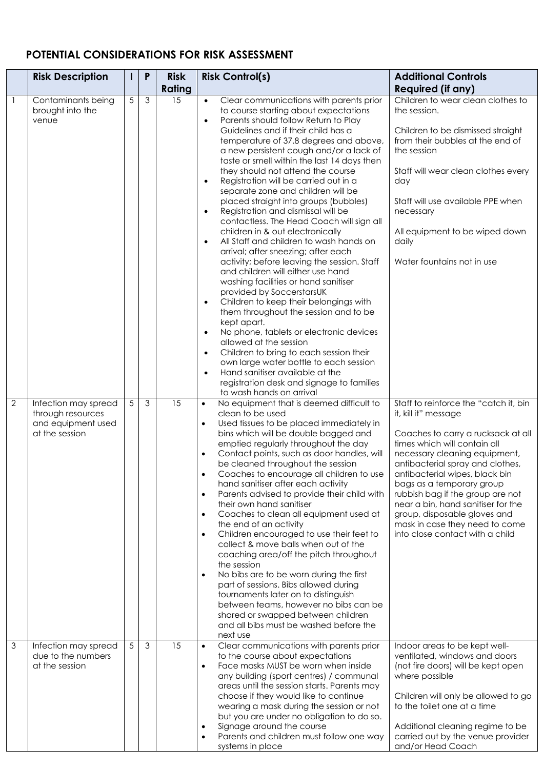## POTENTIAL CONSIDERATIONS FOR RISK ASSESSMENT

| | Risk Description | I | P | Risk Rating | Risk Control(s) | Additional Controls Required (if any) |
|---|---|---|---|---|---|---|
| 1 | Contaminants being brought into the venue | 5 | 3 | 15 | • Clear communications with parents prior to course starting about expectations<br>• Parents should follow Return to Play Guidelines and if their child has a temperature of 37.8 degrees and above, a new persistent cough and/or a lack of taste or smell within the last 14 days then they should not attend the course<br>• Registration will be carried out in a separate zone and children will be placed straight into groups (bubbles)<br>• Registration and dismissal will be contactless. The Head Coach will sign all children in & out electronically<br>• All Staff and children to wash hands on arrival; after sneezing; after each activity; before leaving the session. Staff and children will either use hand washing facilities or hand sanitiser provided by SoccerstarsUK<br>• Children to keep their belongings with them throughout the session and to be kept apart.<br>• No phone, tablets or electronic devices allowed at the session<br>• Children to bring to each session their own large water bottle to each session<br>• Hand sanitiser available at the registration desk and signage to families to wash hands on arrival | Children to wear clean clothes to the session.<br><br>Children to be dismissed straight from their bubbles at the end of the session<br><br>Staff will wear clean clothes every day<br><br>Staff will use available PPE when necessary<br><br>All equipment to be wiped down daily<br><br>Water fountains not in use |
| 2 | Infection may spread through resources and equipment used at the session | 5 | 3 | 15 | • No equipment that is deemed difficult to clean to be used<br>• Used tissues to be placed immediately in bins which will be double bagged and emptied regularly throughout the day<br>• Contact points, such as door handles, will be cleaned throughout the session<br>• Coaches to encourage all children to use hand sanitiser after each activity<br>• Parents advised to provide their child with their own hand sanitiser<br>• Coaches to clean all equipment used at the end of an activity<br>• Children encouraged to use their feet to collect & move balls when out of the coaching area/off the pitch throughout the session<br>• No bibs are to be worn during the first part of sessions. Bibs allowed during tournaments later on to distinguish between teams, however no bibs can be shared or swapped between children and all bibs must be washed before the next use | Staff to reinforce the "catch it, bin it, kill it" message<br><br>Coaches to carry a rucksack at all times which will contain all necessary cleaning equipment, antibacterial spray and clothes, antibacterial wipes, black bin bags as a temporary group rubbish bag if the group are not near a bin, hand sanitiser for the group, disposable gloves and mask in case they need to come into close contact with a child |
| 3 | Infection may spread due to the numbers at the session | 5 | 3 | 15 | • Clear communications with parents prior to the course about expectations<br>• Face masks MUST be worn when inside any building (sport centres) / communal areas until the session starts. Parents may choose if they would like to continue wearing a mask during the session or not but you are under no obligation to do so.<br>• Signage around the course<br>• Parents and children must follow one way systems in place | Indoor areas to be kept well-ventilated, windows and doors (not fire doors) will be kept open where possible<br><br>Children will only be allowed to go to the toilet one at a time<br><br>Additional cleaning regime to be carried out by the venue provider and/or Head Coach |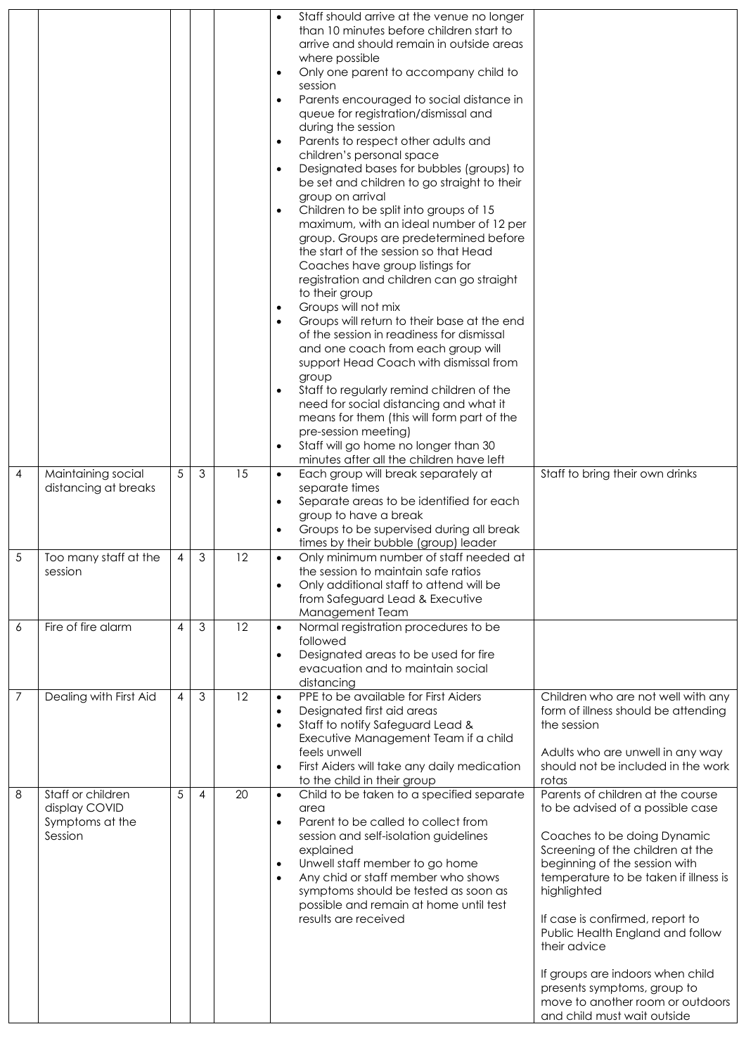| | | | | | | |
|---|---|---|---|---|---|---|
| | | | | | • Staff should arrive at the venue no longer than 10 minutes before children start to arrive and should remain in outside areas where possible<br>• Only one parent to accompany child to session<br>• Parents encouraged to social distance in queue for registration/dismissal and during the session<br>• Parents to respect other adults and children's personal space<br>• Designated bases for bubbles (groups) to be set and children to go straight to their group on arrival<br>• Children to be split into groups of 15 maximum, with an ideal number of 12 per group. Groups are predetermined before the start of the session so that Head Coaches have group listings for registration and children can go straight to their group<br>• Groups will not mix<br>• Groups will return to their base at the end of the session in readiness for dismissal and one coach from each group will support Head Coach with dismissal from group<br>• Staff to regularly remind children of the need for social distancing and what it means for them (this will form part of the pre-session meeting)<br>• Staff will go home no longer than 30 minutes after all the children have left | |
| 4 | Maintaining social distancing at breaks | 5 | 3 | 15 | • Each group will break separately at separate times<br>• Separate areas to be identified for each group to have a break<br>• Groups to be supervised during all break times by their bubble (group) leader | Staff to bring their own drinks |
| 5 | Too many staff at the session | 4 | 3 | 12 | • Only minimum number of staff needed at the session to maintain safe ratios<br>• Only additional staff to attend will be from Safeguard Lead & Executive Management Team | |
| 6 | Fire of fire alarm | 4 | 3 | 12 | • Normal registration procedures to be followed<br>• Designated areas to be used for fire evacuation and to maintain social distancing | |
| 7 | Dealing with First Aid | 4 | 3 | 12 | • PPE to be available for First Aiders<br>• Designated first aid areas<br>• Staff to notify Safeguard Lead & Executive Management Team if a child feels unwell<br>• First Aiders will take any daily medication to the child in their group | Children who are not well with any form of illness should be attending the session<br><br>Adults who are unwell in any way should not be included in the work rotas |
| 8 | Staff or children display COVID Symptoms at the Session | 5 | 4 | 20 | • Child to be taken to a specified separate area<br>• Parent to be called to collect from session and self-isolation guidelines explained<br>• Unwell staff member to go home<br>• Any chid or staff member who shows symptoms should be tested as soon as possible and remain at home until test results are received | Parents of children at the course to be advised of a possible case<br><br>Coaches to be doing Dynamic Screening of the children at the beginning of the session with temperature to be taken if illness is highlighted<br><br>If case is confirmed, report to Public Health England and follow their advice<br><br>If groups are indoors when child presents symptoms, group to move to another room or outdoors and child must wait outside |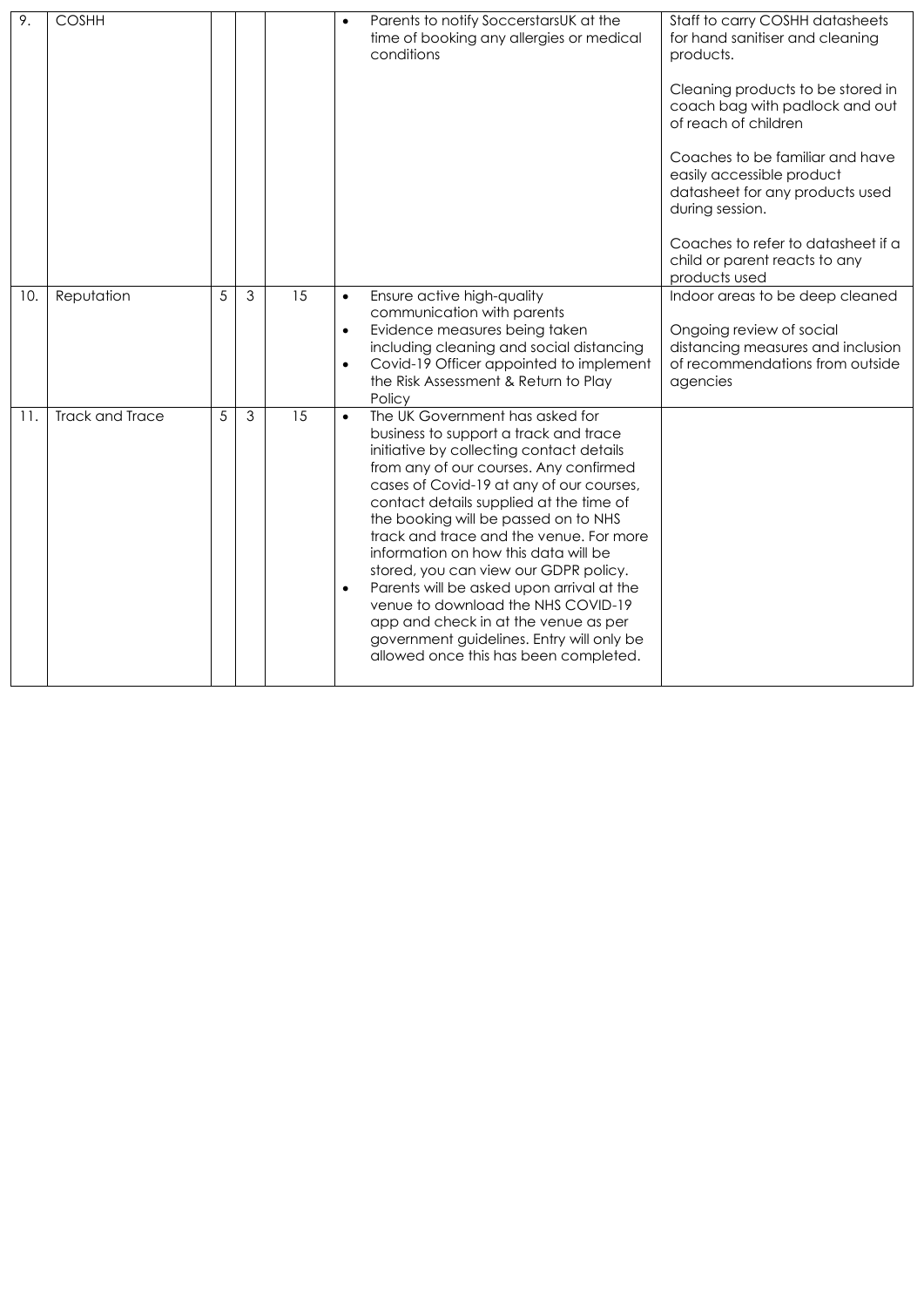| | | | | | | |
|---|---|---|---|---|---|---|
| 9. | COSHH | | | | • Parents to notify SoccerstarsUK at the time of booking any allergies or medical conditions | Staff to carry COSHH datasheets for hand sanitiser and cleaning products.<br><br>Cleaning products to be stored in coach bag with padlock and out of reach of children<br><br>Coaches to be familiar and have easily accessible product datasheet for any products used during session.<br><br>Coaches to refer to datasheet if a child or parent reacts to any products used |
| 10. | Reputation | 5 | 3 | 15 | • Ensure active high-quality communication with parents<br>• Evidence measures being taken including cleaning and social distancing<br>• Covid-19 Officer appointed to implement the Risk Assessment & Return to Play Policy | Indoor areas to be deep cleaned<br><br>Ongoing review of social distancing measures and inclusion of recommendations from outside agencies |
| 11. | Track and Trace | 5 | 3 | 15 | • The UK Government has asked for business to support a track and trace initiative by collecting contact details from any of our courses. Any confirmed cases of Covid-19 at any of our courses, contact details supplied at the time of the booking will be passed on to NHS track and trace and the venue. For more information on how this data will be stored, you can view our GDPR policy.<br>• Parents will be asked upon arrival at the venue to download the NHS COVID-19 app and check in at the venue as per government guidelines. Entry will only be allowed once this has been completed. | |